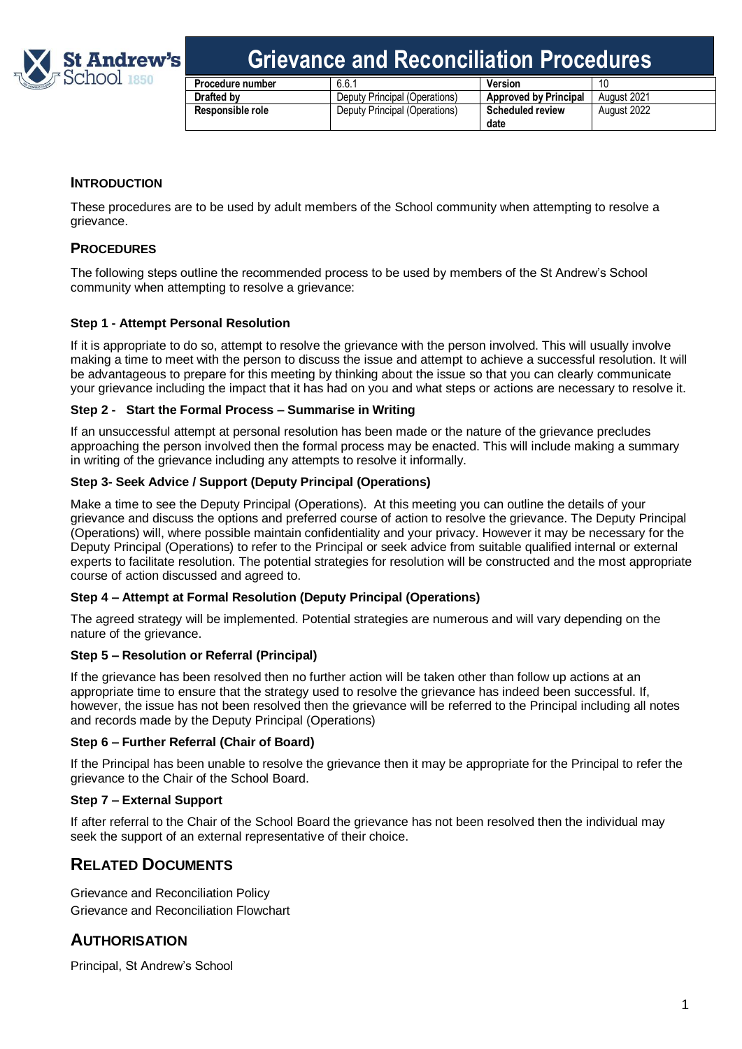# Grievance and Reconciliation Procedures

| Procedure number | 6.6.1 | Version | 10 |
|---|---|---|---|
| Drafted by | Deputy Principal (Operations) | Approved by Principal | August 2021 |
| Responsible role | Deputy Principal (Operations) | Scheduled review date | August 2022 |

## INTRODUCTION

These procedures are to be used by adult members of the School community when attempting to resolve a grievance.

## PROCEDURES

The following steps outline the recommended process to be used by members of the St Andrew's School community when attempting to resolve a grievance:

### Step 1 - Attempt Personal Resolution

If it is appropriate to do so, attempt to resolve the grievance with the person involved. This will usually involve making a time to meet with the person to discuss the issue and attempt to achieve a successful resolution. It will be advantageous to prepare for this meeting by thinking about the issue so that you can clearly communicate your grievance including the impact that it has had on you and what steps or actions are necessary to resolve it.

### Step 2 - Start the Formal Process – Summarise in Writing

If an unsuccessful attempt at personal resolution has been made or the nature of the grievance precludes approaching the person involved then the formal process may be enacted. This will include making a summary in writing of the grievance including any attempts to resolve it informally.

### Step 3- Seek Advice / Support (Deputy Principal (Operations)

Make a time to see the Deputy Principal (Operations). At this meeting you can outline the details of your grievance and discuss the options and preferred course of action to resolve the grievance. The Deputy Principal (Operations) will, where possible maintain confidentiality and your privacy. However it may be necessary for the Deputy Principal (Operations) to refer to the Principal or seek advice from suitable qualified internal or external experts to facilitate resolution. The potential strategies for resolution will be constructed and the most appropriate course of action discussed and agreed to.

### Step 4 – Attempt at Formal Resolution (Deputy Principal (Operations)

The agreed strategy will be implemented. Potential strategies are numerous and will vary depending on the nature of the grievance.

### Step 5 – Resolution or Referral (Principal)

If the grievance has been resolved then no further action will be taken other than follow up actions at an appropriate time to ensure that the strategy used to resolve the grievance has indeed been successful. If, however, the issue has not been resolved then the grievance will be referred to the Principal including all notes and records made by the Deputy Principal (Operations)

### Step 6 – Further Referral (Chair of Board)

If the Principal has been unable to resolve the grievance then it may be appropriate for the Principal to refer the grievance to the Chair of the School Board.

### Step 7 – External Support

If after referral to the Chair of the School Board the grievance has not been resolved then the individual may seek the support of an external representative of their choice.

## RELATED DOCUMENTS

Grievance and Reconciliation Policy
Grievance and Reconciliation Flowchart

## AUTHORISATION

Principal, St Andrew's School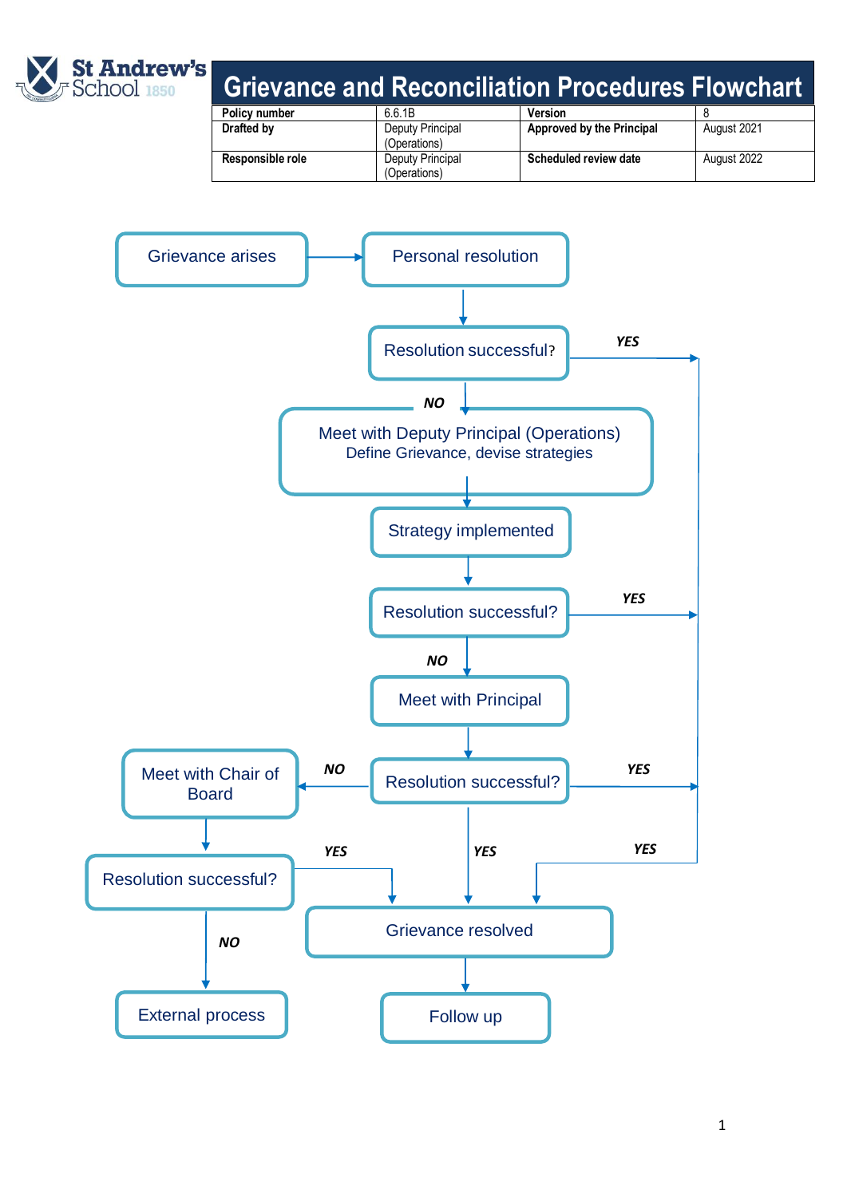St Andrew's School 1850

# Grievance and Reconciliation Procedures Flowchart

| | | | |
|---|---|---|---|
| **Policy number** | 6.6.1B | **Version** | 8 |
| **Drafted by** | Deputy Principal (Operations) | **Approved by the Principal** | August 2021 |
| **Responsible role** | Deputy Principal (Operations) | **Scheduled review date** | August 2022 |

Grievance arises

Personal resolution

Resolution successful?

YES

NO

Meet with Deputy Principal (Operations)
Define Grievance, devise strategies

Strategy implemented

Resolution successful?

YES

NO

Meet with Principal

Meet with Chair of Board

NO

Resolution successful?

YES

YES

YES

YES

Resolution successful?

NO

Grievance resolved

External process

Follow up